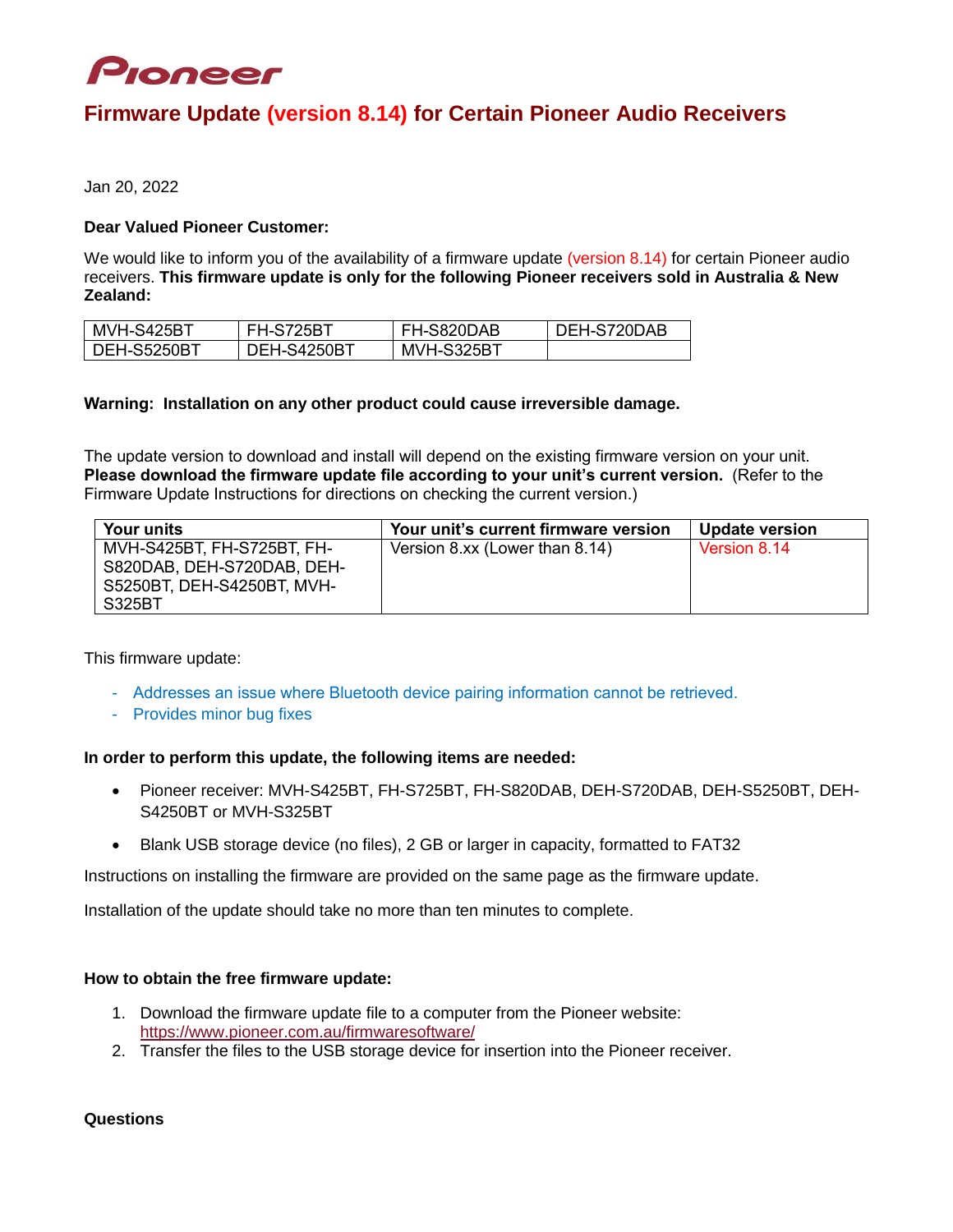# Pioneer

## Firmware Update (version 8.14) for Certain Pioneer Audio Receivers

Jan 20, 2022

**Dear Valued Pioneer Customer:**

We would like to inform you of the availability of a firmware update (version 8.14) for certain Pioneer audio receivers. **This firmware update is only for the following Pioneer receivers sold in Australia & New Zealand:**

| MVH-S425BT | FH-S725BT | FH-S820DAB | DEH-S720DAB |
|---|---|---|---|
| DEH-S5250BT | DEH-S4250BT | MVH-S325BT | |

**Warning: Installation on any other product could cause irreversible damage.**

The update version to download and install will depend on the existing firmware version on your unit. **Please download the firmware update file according to your unit's current version.** (Refer to the Firmware Update Instructions for directions on checking the current version.)

| Your units | Your unit's current firmware version | Update version |
|---|---|---|
| MVH-S425BT, FH-S725BT, FH-S820DAB, DEH-S720DAB, DEH-S5250BT, DEH-S4250BT, MVH-S325BT | Version 8.xx (Lower than 8.14) | Version 8.14 |

This firmware update:

- Addresses an issue where Bluetooth device pairing information cannot be retrieved.
- Provides minor bug fixes

**In order to perform this update, the following items are needed:**

- Pioneer receiver: MVH-S425BT, FH-S725BT, FH-S820DAB, DEH-S720DAB, DEH-S5250BT, DEH-S4250BT or MVH-S325BT
- Blank USB storage device (no files), 2 GB or larger in capacity, formatted to FAT32

Instructions on installing the firmware are provided on the same page as the firmware update.

Installation of the update should take no more than ten minutes to complete.

**How to obtain the free firmware update:**

1. Download the firmware update file to a computer from the Pioneer website: https://www.pioneer.com.au/firmwaresoftware/
2. Transfer the files to the USB storage device for insertion into the Pioneer receiver.

**Questions**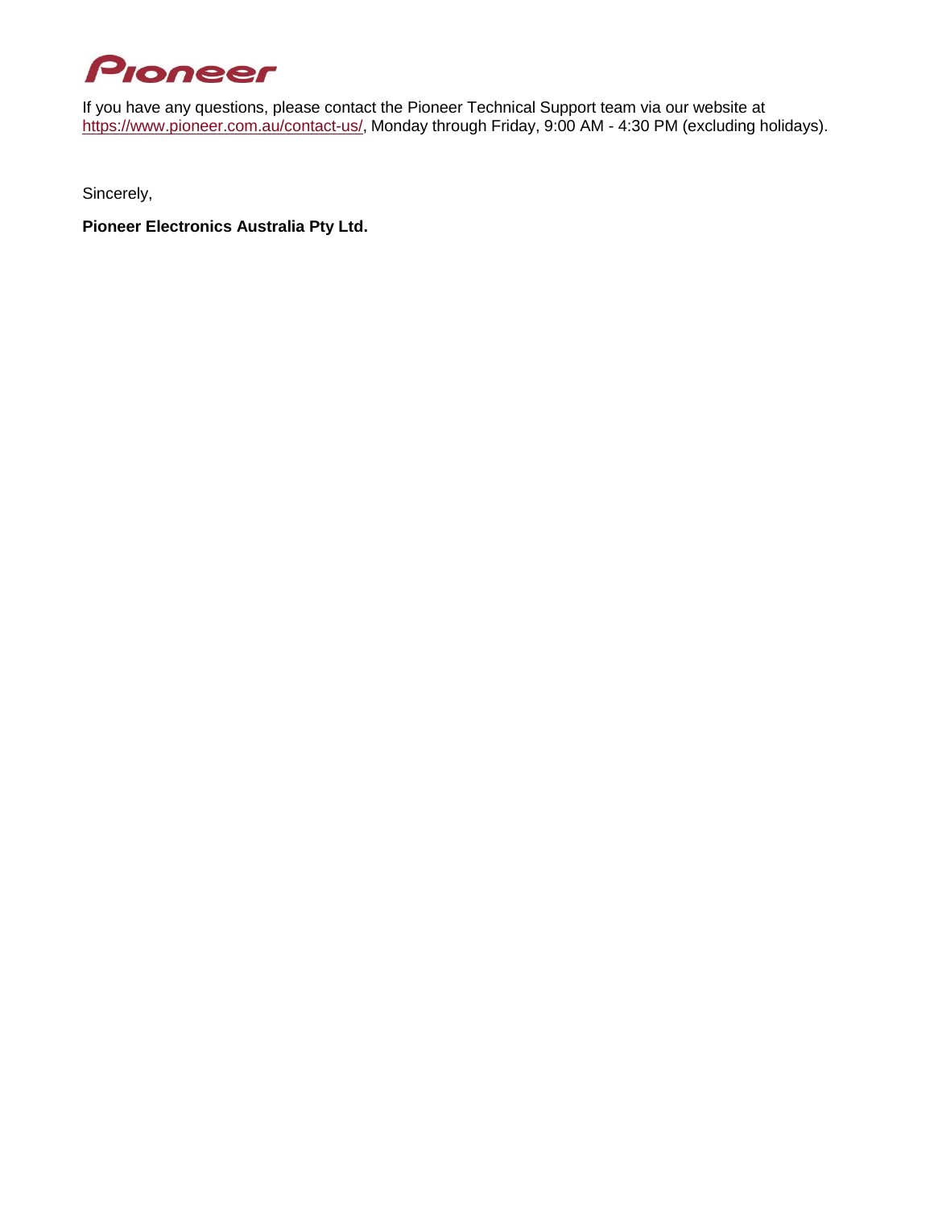If you have any questions, please contact the Pioneer Technical Support team via our website at https://www.pioneer.com.au/contact-us/, Monday through Friday, 9:00 AM - 4:30 PM (excluding holidays).

Sincerely,

**Pioneer Electronics Australia Pty Ltd.**